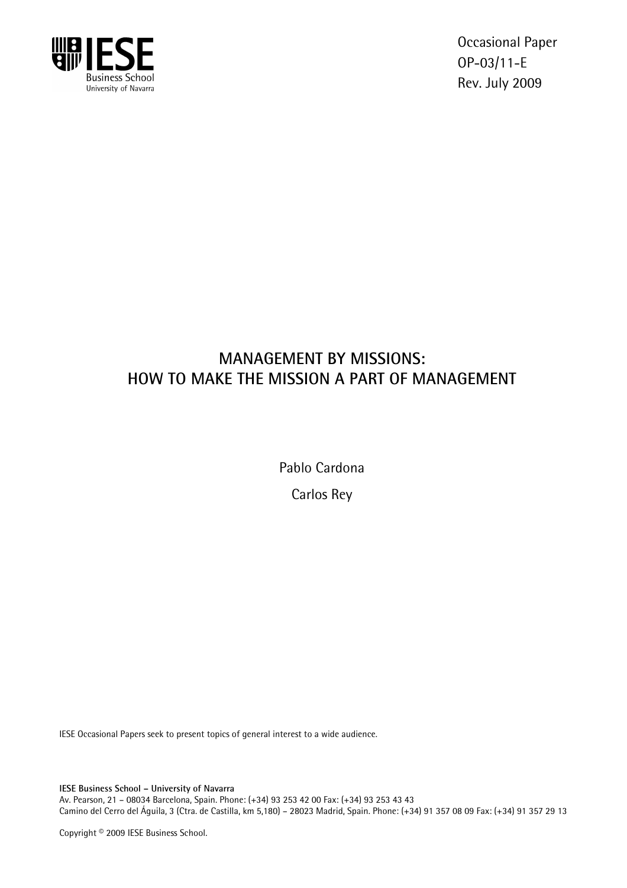IESE Business School
University of Navarra

Occasional Paper
OP-03/11-E
Rev. July 2009

# MANAGEMENT BY MISSIONS: HOW TO MAKE THE MISSION A PART OF MANAGEMENT

Pablo Cardona

Carlos Rey

IESE Occasional Papers seek to present topics of general interest to a wide audience.

**IESE Business School – University of Navarra**
Av. Pearson, 21 – 08034 Barcelona, Spain. Phone: (+34) 93 253 42 00 Fax: (+34) 93 253 43 43
Camino del Cerro del Águila, 3 (Ctra. de Castilla, km 5,180) – 28023 Madrid, Spain. Phone: (+34) 91 357 08 09 Fax: (+34) 91 357 29 13

Copyright © 2009 IESE Business School.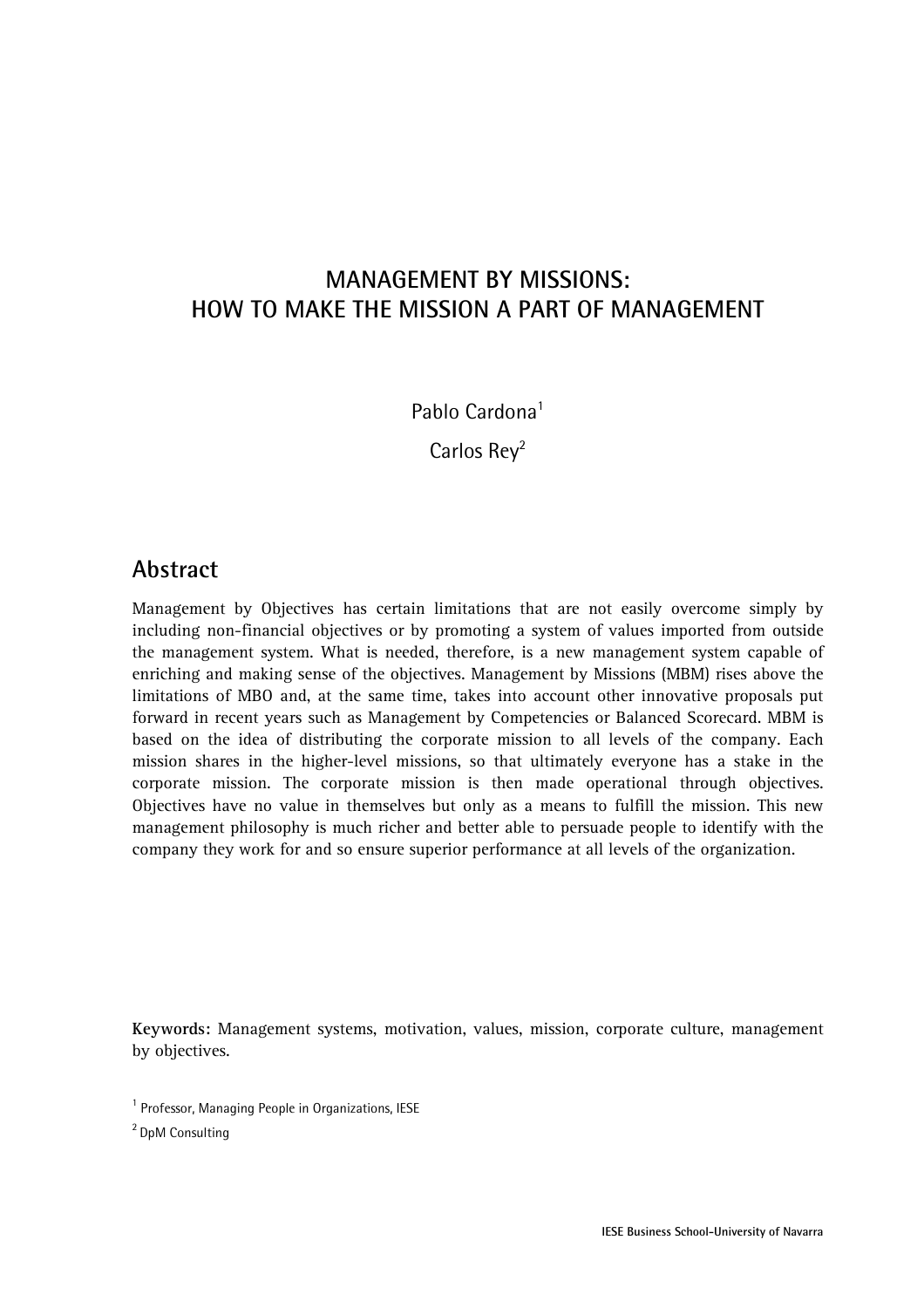# MANAGEMENT BY MISSIONS: HOW TO MAKE THE MISSION A PART OF MANAGEMENT

Pablo Cardona[1]

Carlos Rey[2]

## Abstract

Management by Objectives has certain limitations that are not easily overcome simply by including non-financial objectives or by promoting a system of values imported from outside the management system. What is needed, therefore, is a new management system capable of enriching and making sense of the objectives. Management by Missions (MBM) rises above the limitations of MBO and, at the same time, takes into account other innovative proposals put forward in recent years such as Management by Competencies or Balanced Scorecard. MBM is based on the idea of distributing the corporate mission to all levels of the company. Each mission shares in the higher-level missions, so that ultimately everyone has a stake in the corporate mission. The corporate mission is then made operational through objectives. Objectives have no value in themselves but only as a means to fulfill the mission. This new management philosophy is much richer and better able to persuade people to identify with the company they work for and so ensure superior performance at all levels of the organization.

**Keywords:** Management systems, motivation, values, mission, corporate culture, management by objectives.

[1] Professor, Managing People in Organizations, IESE

[2] DpM Consulting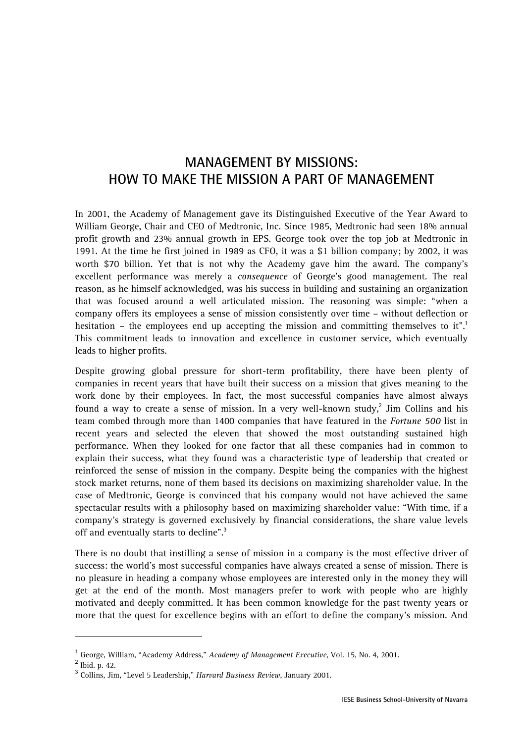# MANAGEMENT BY MISSIONS: HOW TO MAKE THE MISSION A PART OF MANAGEMENT

In 2001, the Academy of Management gave its Distinguished Executive of the Year Award to William George, Chair and CEO of Medtronic, Inc. Since 1985, Medtronic had seen 18% annual profit growth and 23% annual growth in EPS. George took over the top job at Medtronic in 1991. At the time he first joined in 1989 as CFO, it was a $1 billion company; by 2002, it was worth $70 billion. Yet that is not why the Academy gave him the award. The company's excellent performance was merely a *consequence* of George's good management. The real reason, as he himself acknowledged, was his success in building and sustaining an organization that was focused around a well articulated mission. The reasoning was simple: "when a company offers its employees a sense of mission consistently over time – without deflection or hesitation – the employees end up accepting the mission and committing themselves to it".[1] This commitment leads to innovation and excellence in customer service, which eventually leads to higher profits.

Despite growing global pressure for short-term profitability, there have been plenty of companies in recent years that have built their success on a mission that gives meaning to the work done by their employees. In fact, the most successful companies have almost always found a way to create a sense of mission. In a very well-known study,[2] Jim Collins and his team combed through more than 1400 companies that have featured in the *Fortune 500* list in recent years and selected the eleven that showed the most outstanding sustained high performance. When they looked for one factor that all these companies had in common to explain their success, what they found was a characteristic type of leadership that created or reinforced the sense of mission in the company. Despite being the companies with the highest stock market returns, none of them based its decisions on maximizing shareholder value. In the case of Medtronic, George is convinced that his company would not have achieved the same spectacular results with a philosophy based on maximizing shareholder value: "With time, if a company's strategy is governed exclusively by financial considerations, the share value levels off and eventually starts to decline".[3]

There is no doubt that instilling a sense of mission in a company is the most effective driver of success: the world's most successful companies have always created a sense of mission. There is no pleasure in heading a company whose employees are interested only in the money they will get at the end of the month. Most managers prefer to work with people who are highly motivated and deeply committed. It has been common knowledge for the past twenty years or more that the quest for excellence begins with an effort to define the company's mission. And

---

[1] George, William, "Academy Address," *Academy of Management Executive*, Vol. 15, No. 4, 2001.

[2] Ibid. p. 42.

[3] Collins, Jim, "Level 5 Leadership," *Harvard Business Review*, January 2001.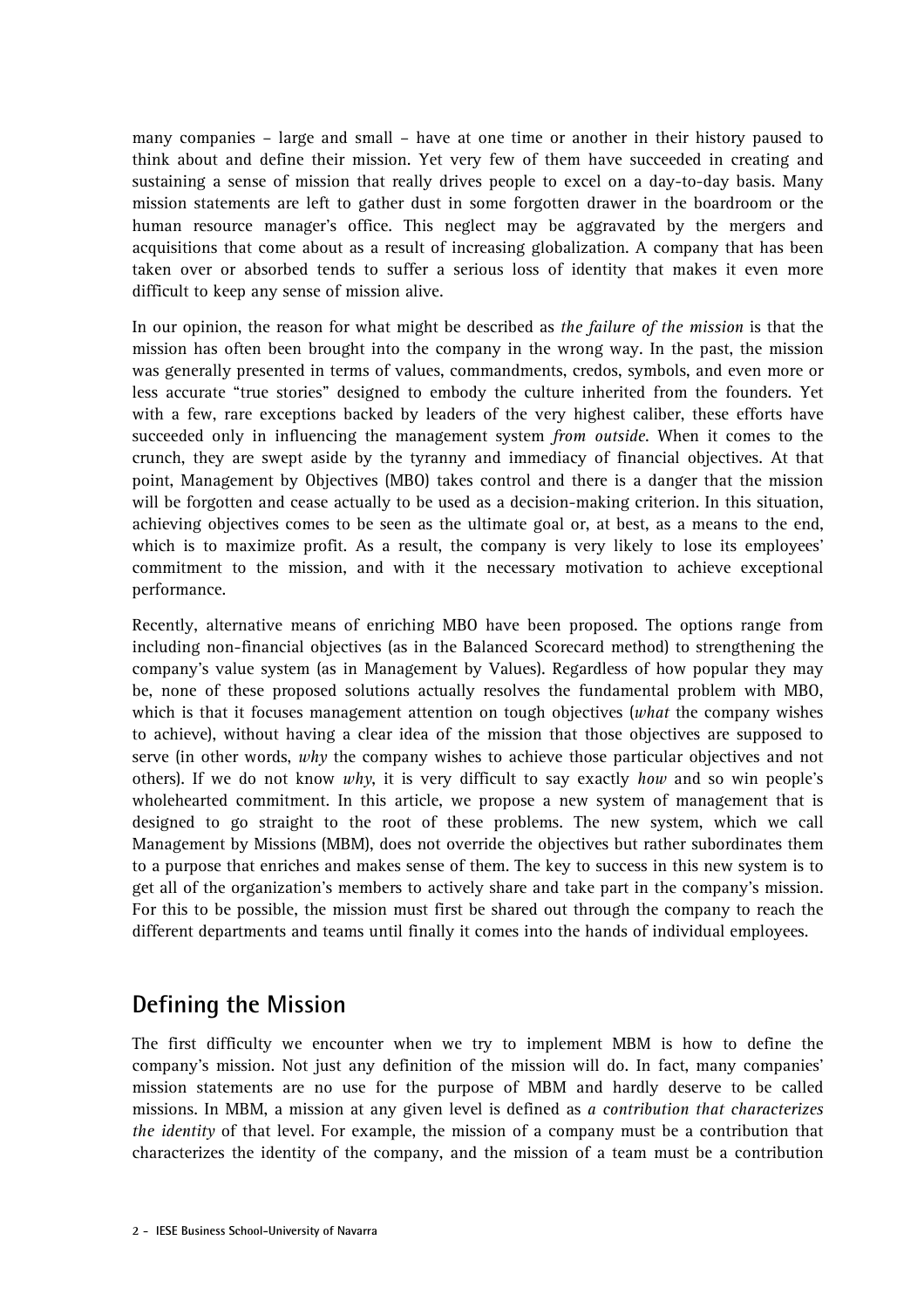many companies – large and small – have at one time or another in their history paused to think about and define their mission. Yet very few of them have succeeded in creating and sustaining a sense of mission that really drives people to excel on a day-to-day basis. Many mission statements are left to gather dust in some forgotten drawer in the boardroom or the human resource manager's office. This neglect may be aggravated by the mergers and acquisitions that come about as a result of increasing globalization. A company that has been taken over or absorbed tends to suffer a serious loss of identity that makes it even more difficult to keep any sense of mission alive.

In our opinion, the reason for what might be described as *the failure of the mission* is that the mission has often been brought into the company in the wrong way. In the past, the mission was generally presented in terms of values, commandments, credos, symbols, and even more or less accurate "true stories" designed to embody the culture inherited from the founders. Yet with a few, rare exceptions backed by leaders of the very highest caliber, these efforts have succeeded only in influencing the management system *from outside*. When it comes to the crunch, they are swept aside by the tyranny and immediacy of financial objectives. At that point, Management by Objectives (MBO) takes control and there is a danger that the mission will be forgotten and cease actually to be used as a decision-making criterion. In this situation, achieving objectives comes to be seen as the ultimate goal or, at best, as a means to the end, which is to maximize profit. As a result, the company is very likely to lose its employees' commitment to the mission, and with it the necessary motivation to achieve exceptional performance.

Recently, alternative means of enriching MBO have been proposed. The options range from including non-financial objectives (as in the Balanced Scorecard method) to strengthening the company's value system (as in Management by Values). Regardless of how popular they may be, none of these proposed solutions actually resolves the fundamental problem with MBO, which is that it focuses management attention on tough objectives (*what* the company wishes to achieve), without having a clear idea of the mission that those objectives are supposed to serve (in other words, *why* the company wishes to achieve those particular objectives and not others). If we do not know *why*, it is very difficult to say exactly *how* and so win people's wholehearted commitment. In this article, we propose a new system of management that is designed to go straight to the root of these problems. The new system, which we call Management by Missions (MBM), does not override the objectives but rather subordinates them to a purpose that enriches and makes sense of them. The key to success in this new system is to get all of the organization's members to actively share and take part in the company's mission. For this to be possible, the mission must first be shared out through the company to reach the different departments and teams until finally it comes into the hands of individual employees.

## Defining the Mission

The first difficulty we encounter when we try to implement MBM is how to define the company's mission. Not just any definition of the mission will do. In fact, many companies' mission statements are no use for the purpose of MBM and hardly deserve to be called missions. In MBM, a mission at any given level is defined as *a contribution that characterizes the identity* of that level. For example, the mission of a company must be a contribution that characterizes the identity of the company, and the mission of a team must be a contribution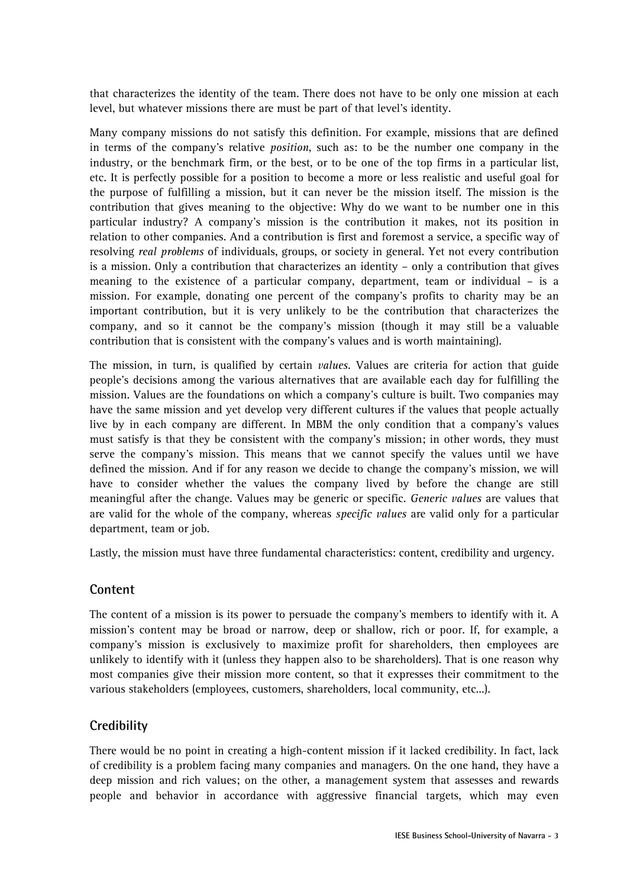that characterizes the identity of the team. There does not have to be only one mission at each level, but whatever missions there are must be part of that level's identity.

Many company missions do not satisfy this definition. For example, missions that are defined in terms of the company's relative *position*, such as: to be the number one company in the industry, or the benchmark firm, or the best, or to be one of the top firms in a particular list, etc. It is perfectly possible for a position to become a more or less realistic and useful goal for the purpose of fulfilling a mission, but it can never be the mission itself. The mission is the contribution that gives meaning to the objective: Why do we want to be number one in this particular industry? A company's mission is the contribution it makes, not its position in relation to other companies. And a contribution is first and foremost a service, a specific way of resolving *real problems* of individuals, groups, or society in general. Yet not every contribution is a mission. Only a contribution that characterizes an identity – only a contribution that gives meaning to the existence of a particular company, department, team or individual – is a mission. For example, donating one percent of the company's profits to charity may be an important contribution, but it is very unlikely to be the contribution that characterizes the company, and so it cannot be the company's mission (though it may still be a valuable contribution that is consistent with the company's values and is worth maintaining).

The mission, in turn, is qualified by certain *values*. Values are criteria for action that guide people's decisions among the various alternatives that are available each day for fulfilling the mission. Values are the foundations on which a company's culture is built. Two companies may have the same mission and yet develop very different cultures if the values that people actually live by in each company are different. In MBM the only condition that a company's values must satisfy is that they be consistent with the company's mission; in other words, they must serve the company's mission. This means that we cannot specify the values until we have defined the mission. And if for any reason we decide to change the company's mission, we will have to consider whether the values the company lived by before the change are still meaningful after the change. Values may be generic or specific. *Generic values* are values that are valid for the whole of the company, whereas *specific values* are valid only for a particular department, team or job.

Lastly, the mission must have three fundamental characteristics: content, credibility and urgency.

## Content

The content of a mission is its power to persuade the company's members to identify with it. A mission's content may be broad or narrow, deep or shallow, rich or poor. If, for example, a company's mission is exclusively to maximize profit for shareholders, then employees are unlikely to identify with it (unless they happen also to be shareholders). That is one reason why most companies give their mission more content, so that it expresses their commitment to the various stakeholders (employees, customers, shareholders, local community, etc...).

## Credibility

There would be no point in creating a high-content mission if it lacked credibility. In fact, lack of credibility is a problem facing many companies and managers. On the one hand, they have a deep mission and rich values; on the other, a management system that assesses and rewards people and behavior in accordance with aggressive financial targets, which may even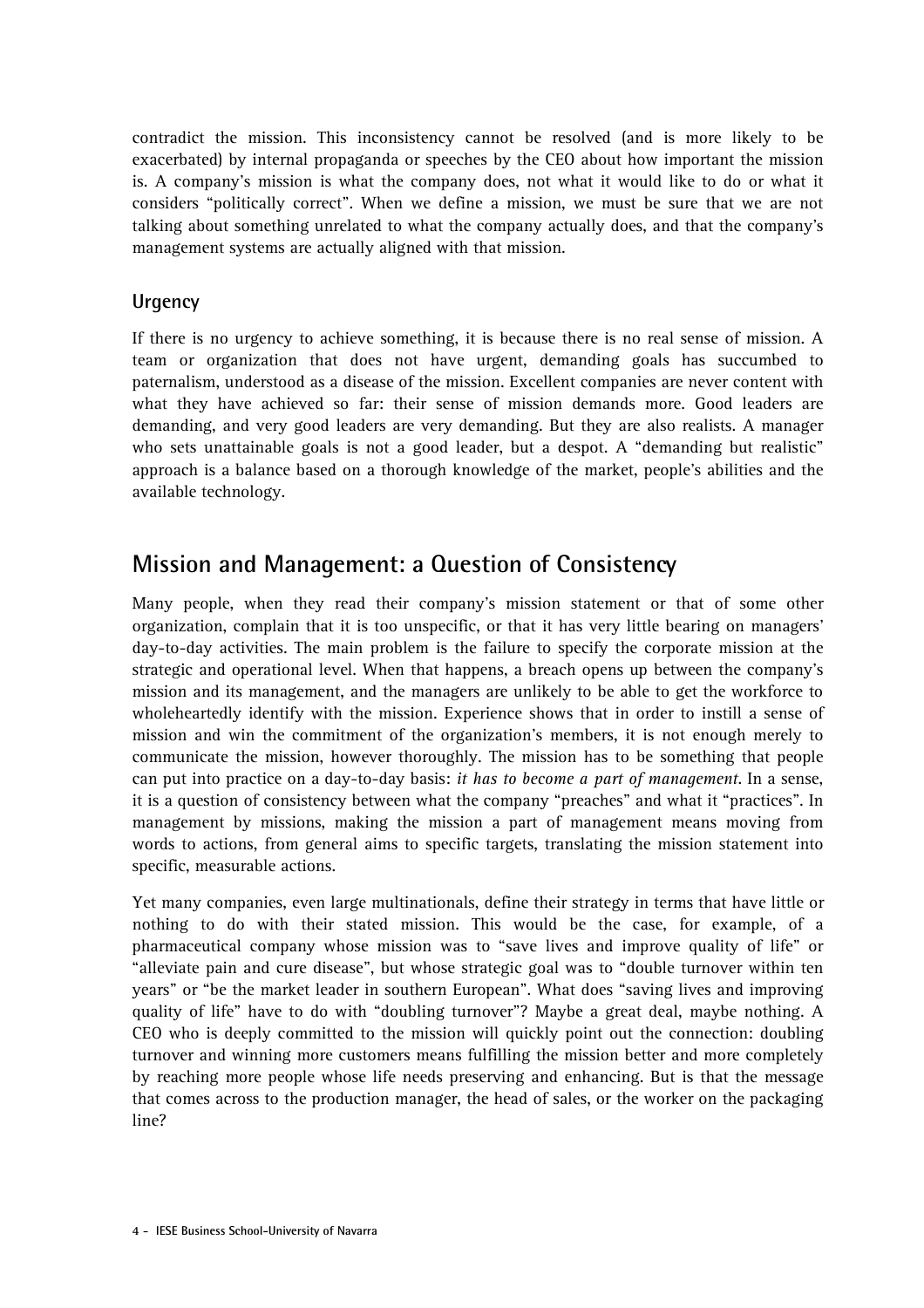contradict the mission. This inconsistency cannot be resolved (and is more likely to be exacerbated) by internal propaganda or speeches by the CEO about how important the mission is. A company's mission is what the company does, not what it would like to do or what it considers "politically correct". When we define a mission, we must be sure that we are not talking about something unrelated to what the company actually does, and that the company's management systems are actually aligned with that mission.

### Urgency

If there is no urgency to achieve something, it is because there is no real sense of mission. A team or organization that does not have urgent, demanding goals has succumbed to paternalism, understood as a disease of the mission. Excellent companies are never content with what they have achieved so far: their sense of mission demands more. Good leaders are demanding, and very good leaders are very demanding. But they are also realists. A manager who sets unattainable goals is not a good leader, but a despot. A "demanding but realistic" approach is a balance based on a thorough knowledge of the market, people's abilities and the available technology.

## Mission and Management: a Question of Consistency

Many people, when they read their company's mission statement or that of some other organization, complain that it is too unspecific, or that it has very little bearing on managers' day-to-day activities. The main problem is the failure to specify the corporate mission at the strategic and operational level. When that happens, a breach opens up between the company's mission and its management, and the managers are unlikely to be able to get the workforce to wholeheartedly identify with the mission. Experience shows that in order to instill a sense of mission and win the commitment of the organization's members, it is not enough merely to communicate the mission, however thoroughly. The mission has to be something that people can put into practice on a day-to-day basis: *it has to become a part of management*. In a sense, it is a question of consistency between what the company "preaches" and what it "practices". In management by missions, making the mission a part of management means moving from words to actions, from general aims to specific targets, translating the mission statement into specific, measurable actions.

Yet many companies, even large multinationals, define their strategy in terms that have little or nothing to do with their stated mission. This would be the case, for example, of a pharmaceutical company whose mission was to "save lives and improve quality of life" or "alleviate pain and cure disease", but whose strategic goal was to "double turnover within ten years" or "be the market leader in southern European". What does "saving lives and improving quality of life" have to do with "doubling turnover"? Maybe a great deal, maybe nothing. A CEO who is deeply committed to the mission will quickly point out the connection: doubling turnover and winning more customers means fulfilling the mission better and more completely by reaching more people whose life needs preserving and enhancing. But is that the message that comes across to the production manager, the head of sales, or the worker on the packaging line?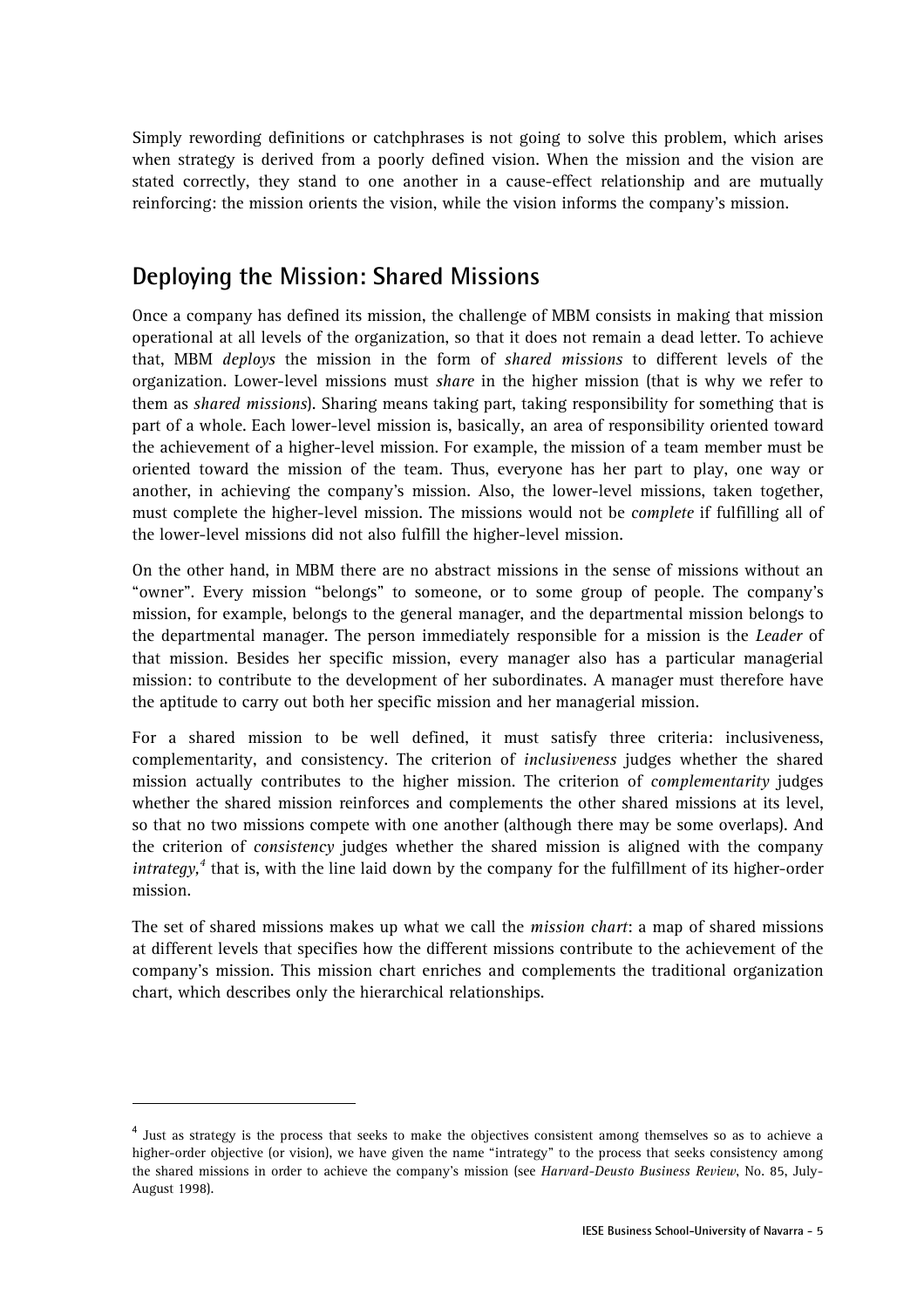Simply rewording definitions or catchphrases is not going to solve this problem, which arises when strategy is derived from a poorly defined vision. When the mission and the vision are stated correctly, they stand to one another in a cause-effect relationship and are mutually reinforcing: the mission orients the vision, while the vision informs the company's mission.

## Deploying the Mission: Shared Missions

Once a company has defined its mission, the challenge of MBM consists in making that mission operational at all levels of the organization, so that it does not remain a dead letter. To achieve that, MBM *deploys* the mission in the form of *shared missions* to different levels of the organization. Lower-level missions must *share* in the higher mission (that is why we refer to them as *shared missions*). Sharing means taking part, taking responsibility for something that is part of a whole. Each lower-level mission is, basically, an area of responsibility oriented toward the achievement of a higher-level mission. For example, the mission of a team member must be oriented toward the mission of the team. Thus, everyone has her part to play, one way or another, in achieving the company's mission. Also, the lower-level missions, taken together, must complete the higher-level mission. The missions would not be *complete* if fulfilling all of the lower-level missions did not also fulfill the higher-level mission.

On the other hand, in MBM there are no abstract missions in the sense of missions without an "owner". Every mission "belongs" to someone, or to some group of people. The company's mission, for example, belongs to the general manager, and the departmental mission belongs to the departmental manager. The person immediately responsible for a mission is the *Leader* of that mission. Besides her specific mission, every manager also has a particular managerial mission: to contribute to the development of her subordinates. A manager must therefore have the aptitude to carry out both her specific mission and her managerial mission.

For a shared mission to be well defined, it must satisfy three criteria: inclusiveness, complementarity, and consistency. The criterion of *inclusiveness* judges whether the shared mission actually contributes to the higher mission. The criterion of *complementarity* judges whether the shared mission reinforces and complements the other shared missions at its level, so that no two missions compete with one another (although there may be some overlaps). And the criterion of *consistency* judges whether the shared mission is aligned with the company *intrategy*,[4] that is, with the line laid down by the company for the fulfillment of its higher-order mission.

The set of shared missions makes up what we call the *mission chart*: a map of shared missions at different levels that specifies how the different missions contribute to the achievement of the company's mission. This mission chart enriches and complements the traditional organization chart, which describes only the hierarchical relationships.

---

[4] Just as strategy is the process that seeks to make the objectives consistent among themselves so as to achieve a higher-order objective (or vision), we have given the name "intrategy" to the process that seeks consistency among the shared missions in order to achieve the company's mission (see *Harvard-Deusto Business Review*, No. 85, July-August 1998).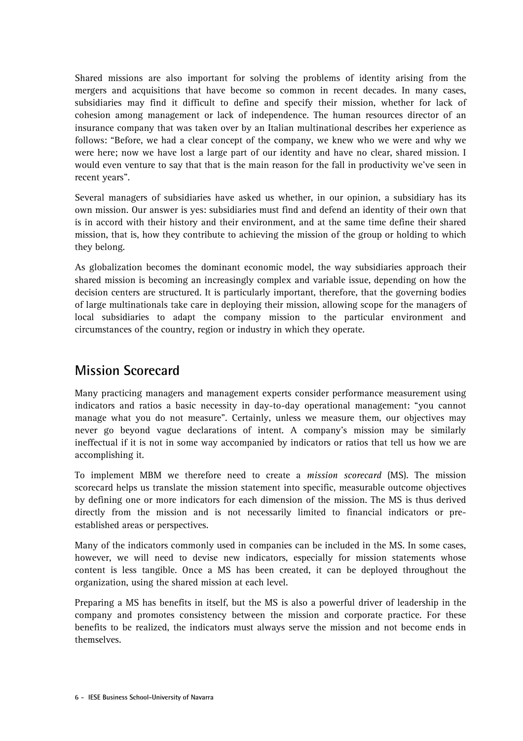Shared missions are also important for solving the problems of identity arising from the mergers and acquisitions that have become so common in recent decades. In many cases, subsidiaries may find it difficult to define and specify their mission, whether for lack of cohesion among management or lack of independence. The human resources director of an insurance company that was taken over by an Italian multinational describes her experience as follows: "Before, we had a clear concept of the company, we knew who we were and why we were here; now we have lost a large part of our identity and have no clear, shared mission. I would even venture to say that that is the main reason for the fall in productivity we've seen in recent years".

Several managers of subsidiaries have asked us whether, in our opinion, a subsidiary has its own mission. Our answer is yes: subsidiaries must find and defend an identity of their own that is in accord with their history and their environment, and at the same time define their shared mission, that is, how they contribute to achieving the mission of the group or holding to which they belong.

As globalization becomes the dominant economic model, the way subsidiaries approach their shared mission is becoming an increasingly complex and variable issue, depending on how the decision centers are structured. It is particularly important, therefore, that the governing bodies of large multinationals take care in deploying their mission, allowing scope for the managers of local subsidiaries to adapt the company mission to the particular environment and circumstances of the country, region or industry in which they operate.

## Mission Scorecard

Many practicing managers and management experts consider performance measurement using indicators and ratios a basic necessity in day-to-day operational management: "you cannot manage what you do not measure". Certainly, unless we measure them, our objectives may never go beyond vague declarations of intent. A company's mission may be similarly ineffectual if it is not in some way accompanied by indicators or ratios that tell us how we are accomplishing it.

To implement MBM we therefore need to create a *mission scorecard* (MS). The mission scorecard helps us translate the mission statement into specific, measurable outcome objectives by defining one or more indicators for each dimension of the mission. The MS is thus derived directly from the mission and is not necessarily limited to financial indicators or pre-established areas or perspectives.

Many of the indicators commonly used in companies can be included in the MS. In some cases, however, we will need to devise new indicators, especially for mission statements whose content is less tangible. Once a MS has been created, it can be deployed throughout the organization, using the shared mission at each level.

Preparing a MS has benefits in itself, but the MS is also a powerful driver of leadership in the company and promotes consistency between the mission and corporate practice. For these benefits to be realized, the indicators must always serve the mission and not become ends in themselves.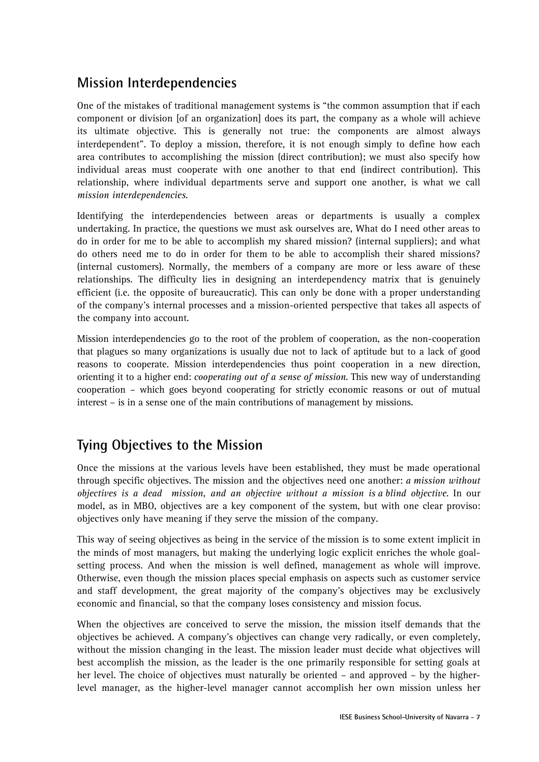## Mission Interdependencies

One of the mistakes of traditional management systems is "the common assumption that if each component or division [of an organization] does its part, the company as a whole will achieve its ultimate objective. This is generally not true: the components are almost always interdependent". To deploy a mission, therefore, it is not enough simply to define how each area contributes to accomplishing the mission (direct contribution); we must also specify how individual areas must cooperate with one another to that end (indirect contribution). This relationship, where individual departments serve and support one another, is what we call *mission interdependencies*.

Identifying the interdependencies between areas or departments is usually a complex undertaking. In practice, the questions we must ask ourselves are, What do I need other areas to do in order for me to be able to accomplish my shared mission? (internal suppliers); and what do others need me to do in order for them to be able to accomplish their shared missions? (internal customers). Normally, the members of a company are more or less aware of these relationships. The difficulty lies in designing an interdependency matrix that is genuinely efficient (i.e. the opposite of bureaucratic). This can only be done with a proper understanding of the company's internal processes and a mission-oriented perspective that takes all aspects of the company into account.

Mission interdependencies go to the root of the problem of cooperation, as the non-cooperation that plagues so many organizations is usually due not to lack of aptitude but to a lack of good reasons to cooperate. Mission interdependencies thus point cooperation in a new direction, orienting it to a higher end: *cooperating out of a sense of mission*. This new way of understanding cooperation – which goes beyond cooperating for strictly economic reasons or out of mutual interest – is in a sense one of the main contributions of management by missions.

## Tying Objectives to the Mission

Once the missions at the various levels have been established, they must be made operational through specific objectives. The mission and the objectives need one another: ***a mission without objectives is a dead mission, and an objective without a mission is a blind objective***. In our model, as in MBO, objectives are a key component of the system, but with one clear proviso: objectives only have meaning if they serve the mission of the company.

This way of seeing objectives as being in the service of the mission is to some extent implicit in the minds of most managers, but making the underlying logic explicit enriches the whole goal-setting process. And when the mission is well defined, management as whole will improve. Otherwise, even though the mission places special emphasis on aspects such as customer service and staff development, the great majority of the company's objectives may be exclusively economic and financial, so that the company loses consistency and mission focus.

When the objectives are conceived to serve the mission, the mission itself demands that the objectives be achieved. A company's objectives can change very radically, or even completely, without the mission changing in the least. The mission leader must decide what objectives will best accomplish the mission, as the leader is the one primarily responsible for setting goals at her level. The choice of objectives must naturally be oriented – and approved – by the higher-level manager, as the higher-level manager cannot accomplish her own mission unless her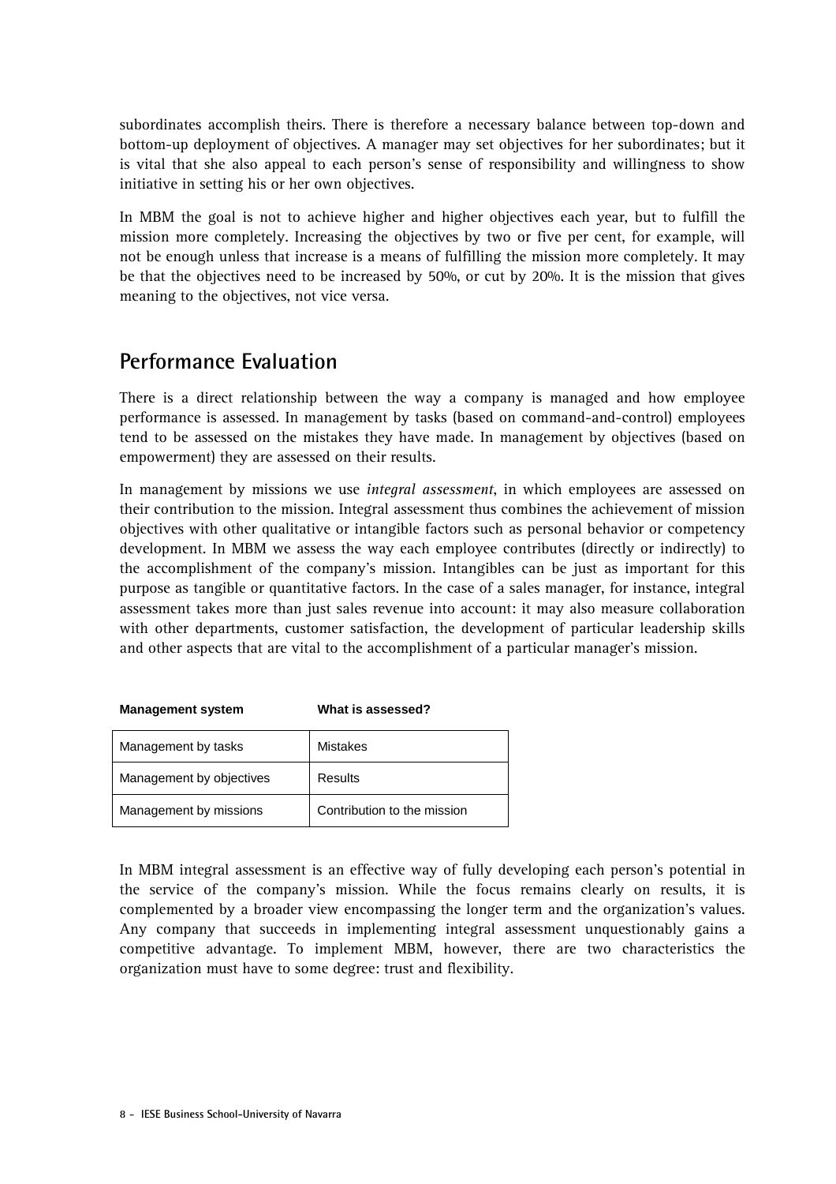subordinates accomplish theirs. There is therefore a necessary balance between top-down and bottom-up deployment of objectives. A manager may set objectives for her subordinates; but it is vital that she also appeal to each person's sense of responsibility and willingness to show initiative in setting his or her own objectives.

In MBM the goal is not to achieve higher and higher objectives each year, but to fulfill the mission more completely. Increasing the objectives by two or five per cent, for example, will not be enough unless that increase is a means of fulfilling the mission more completely. It may be that the objectives need to be increased by 50%, or cut by 20%. It is the mission that gives meaning to the objectives, not vice versa.

## Performance Evaluation

There is a direct relationship between the way a company is managed and how employee performance is assessed. In management by tasks (based on command-and-control) employees tend to be assessed on the mistakes they have made. In management by objectives (based on empowerment) they are assessed on their results.

In management by missions we use *integral assessment*, in which employees are assessed on their contribution to the mission. Integral assessment thus combines the achievement of mission objectives with other qualitative or intangible factors such as personal behavior or competency development. In MBM we assess the way each employee contributes (directly or indirectly) to the accomplishment of the company's mission. Intangibles can be just as important for this purpose as tangible or quantitative factors. In the case of a sales manager, for instance, integral assessment takes more than just sales revenue into account: it may also measure collaboration with other departments, customer satisfaction, the development of particular leadership skills and other aspects that are vital to the accomplishment of a particular manager's mission.

| **Management system** | **What is assessed?** |
|---|---|
| Management by tasks | Mistakes |
| Management by objectives | Results |
| Management by missions | Contribution to the mission |

In MBM integral assessment is an effective way of fully developing each person's potential in the service of the company's mission. While the focus remains clearly on results, it is complemented by a broader view encompassing the longer term and the organization's values. Any company that succeeds in implementing integral assessment unquestionably gains a competitive advantage. To implement MBM, however, there are two characteristics the organization must have to some degree: trust and flexibility.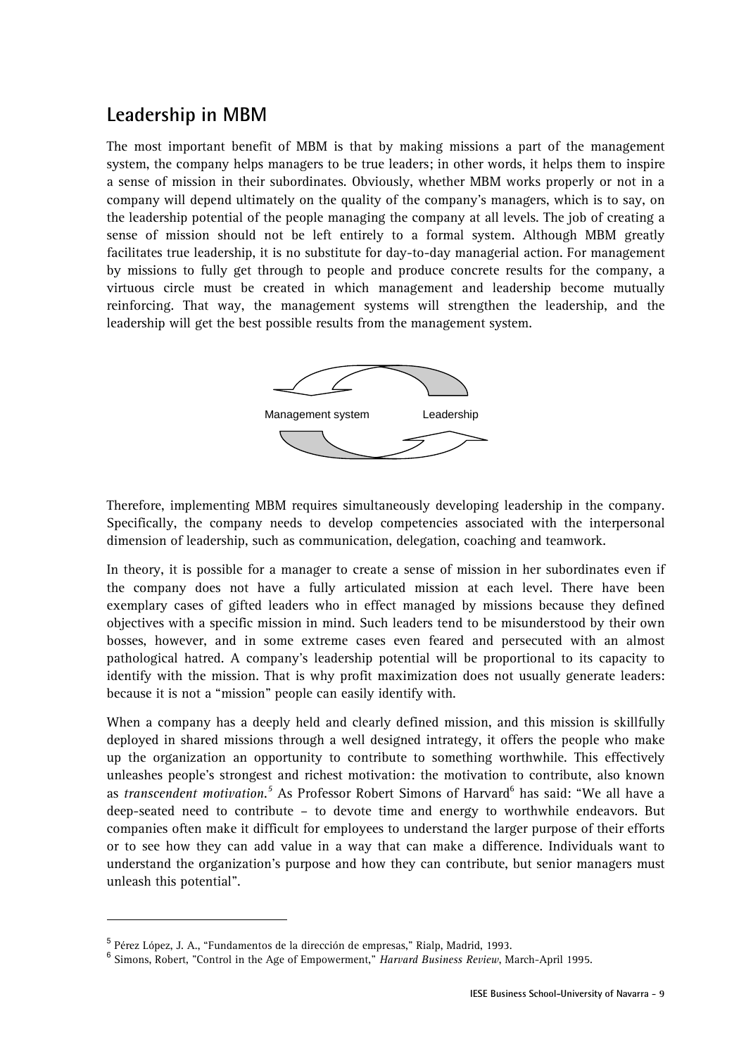## Leadership in MBM

The most important benefit of MBM is that by making missions a part of the management system, the company helps managers to be true leaders; in other words, it helps them to inspire a sense of mission in their subordinates. Obviously, whether MBM works properly or not in a company will depend ultimately on the quality of the company's managers, which is to say, on the leadership potential of the people managing the company at all levels. The job of creating a sense of mission should not be left entirely to a formal system. Although MBM greatly facilitates true leadership, it is no substitute for day-to-day managerial action. For management by missions to fully get through to people and produce concrete results for the company, a virtuous circle must be created in which management and leadership become mutually reinforcing. That way, the management systems will strengthen the leadership, and the leadership will get the best possible results from the management system.

Management system    Leadership

Therefore, implementing MBM requires simultaneously developing leadership in the company. Specifically, the company needs to develop competencies associated with the interpersonal dimension of leadership, such as communication, delegation, coaching and teamwork.

In theory, it is possible for a manager to create a sense of mission in her subordinates even if the company does not have a fully articulated mission at each level. There have been exemplary cases of gifted leaders who in effect managed by missions because they defined objectives with a specific mission in mind. Such leaders tend to be misunderstood by their own bosses, however, and in some extreme cases even feared and persecuted with an almost pathological hatred. A company's leadership potential will be proportional to its capacity to identify with the mission. That is why profit maximization does not usually generate leaders: because it is not a "mission" people can easily identify with.

When a company has a deeply held and clearly defined mission, and this mission is skillfully deployed in shared missions through a well designed intrategy, it offers the people who make up the organization an opportunity to contribute to something worthwhile. This effectively unleashes people's strongest and richest motivation: the motivation to contribute, also known as *transcendent motivation.*[5] As Professor Robert Simons of Harvard[6] has said: "We all have a deep-seated need to contribute – to devote time and energy to worthwhile endeavors. But companies often make it difficult for employees to understand the larger purpose of their efforts or to see how they can add value in a way that can make a difference. Individuals want to understand the organization's purpose and how they can contribute, but senior managers must unleash this potential".

---

[5] Pérez López, J. A., "Fundamentos de la dirección de empresas," Rialp, Madrid, 1993.

[6] Simons, Robert, "Control in the Age of Empowerment," *Harvard Business Review*, March-April 1995.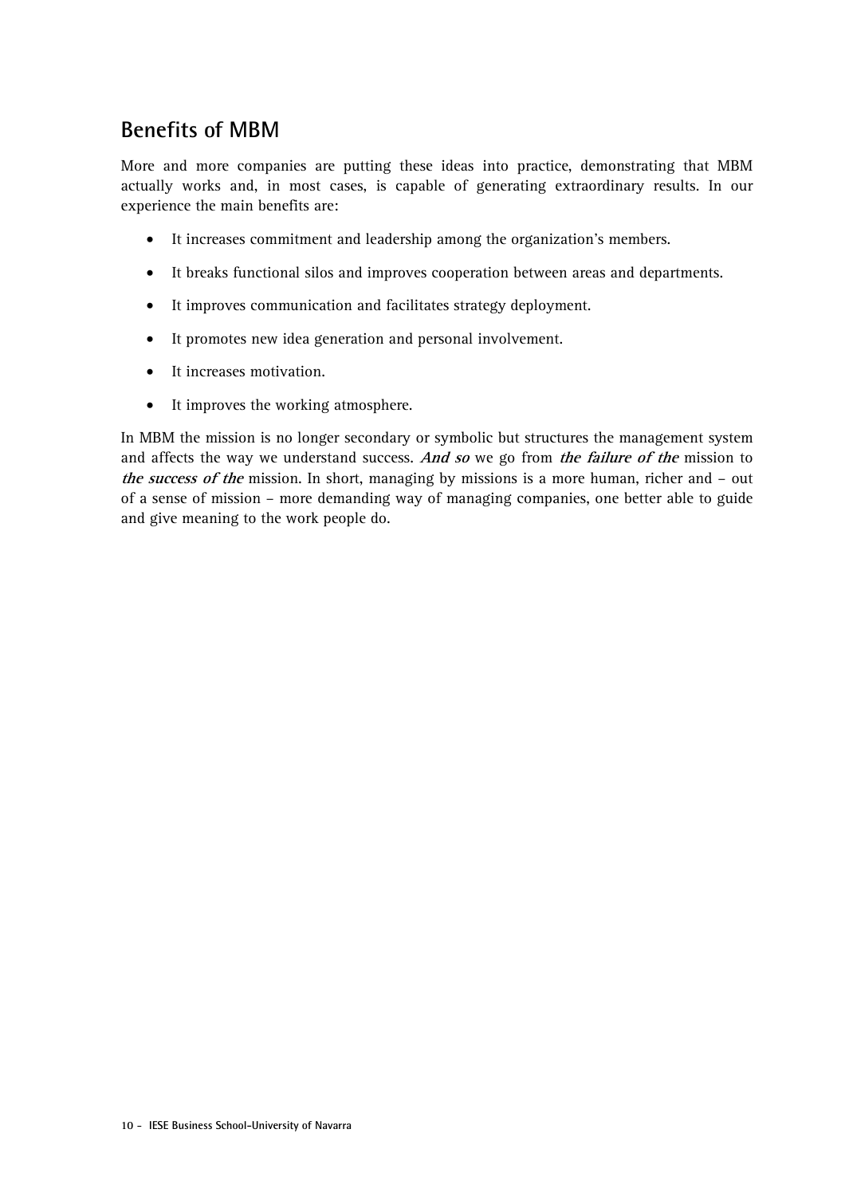## Benefits of MBM

More and more companies are putting these ideas into practice, demonstrating that MBM actually works and, in most cases, is capable of generating extraordinary results. In our experience the main benefits are:

- It increases commitment and leadership among the organization's members.
- It breaks functional silos and improves cooperation between areas and departments.
- It improves communication and facilitates strategy deployment.
- It promotes new idea generation and personal involvement.
- It increases motivation.
- It improves the working atmosphere.

In MBM the mission is no longer secondary or symbolic but structures the management system and affects the way we understand success. ***And so*** we go from ***the failure of the*** mission to ***the success of the*** mission. In short, managing by missions is a more human, richer and – out of a sense of mission – more demanding way of managing companies, one better able to guide and give meaning to the work people do.